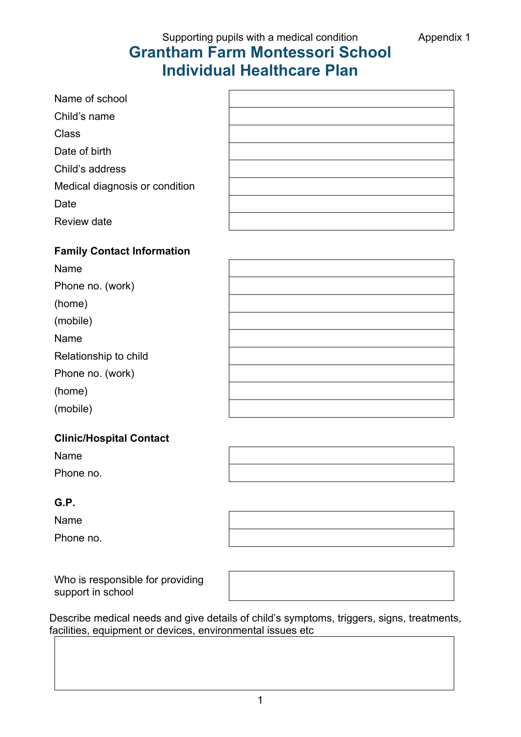Supporting pupils with a medical condition Appendix 1

# Grantham Farm Montessori School
# Individual Healthcare Plan

| | |
|---|---|
| Name of school | |
| Child's name | |
| Class | |
| Date of birth | |
| Child's address | |
| Medical diagnosis or condition | |
| Date | |
| Review date | |

**Family Contact Information**

| | |
|---|---|
| Name | |
| Phone no. (work) | |
| (home) | |
| (mobile) | |
| Name | |
| Relationship to child | |
| Phone no. (work) | |
| (home) | |
| (mobile) | |

**Clinic/Hospital Contact**

| | |
|---|---|
| Name | |
| Phone no. | |

**G.P.**

| | |
|---|---|
| Name | |
| Phone no. | |

| | |
|---|---|
| Who is responsible for providing support in school | |

Describe medical needs and give details of child's symptoms, triggers, signs, treatments, facilities, equipment or devices, environmental issues etc

| |
|---|
| |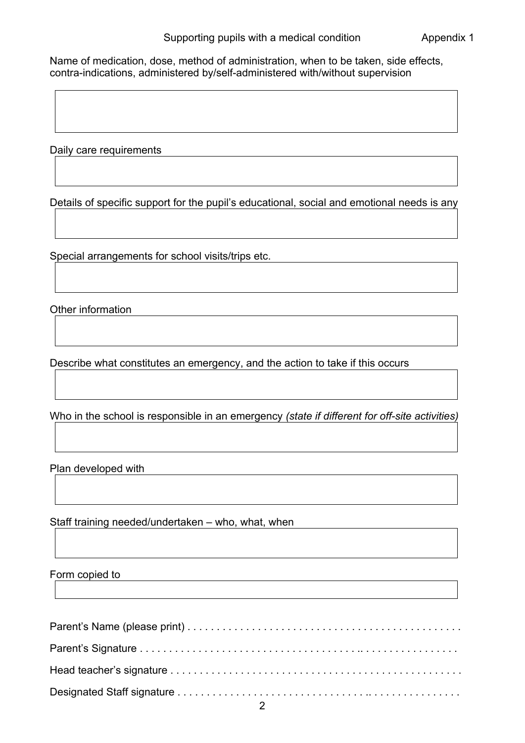Name of medication, dose, method of administration, when to be taken, side effects, contra-indications, administered by/self-administered with/without supervision

Daily care requirements

Details of specific support for the pupil's educational, social and emotional needs is any

Special arrangements for school visits/trips etc.

Other information

Describe what constitutes an emergency, and the action to take if this occurs

Who in the school is responsible in an emergency *(state if different for off-site activities)*

Plan developed with

Staff training needed/undertaken – who, what, when

Form copied to

Parent's Name (please print) . . . . . . . . . . . . . . . . . . . . . . . . . . . . . . . . . . . . . . . . . . . . . .

Parent's Signature . . . . . . . . . . . . . . . . . . . . . . . . . . . . . . . . . . . . . .. . . . . . . . . . . . . . . . .

Head teacher's signature . . . . . . . . . . . . . . . . . . . . . . . . . . . . . . . . . . . . . . . . . . . . . . . . . .

Designated Staff signature . . . . . . . . . . . . . . . . . . . . . . . . . . . . . . . . .. . . . . . . . . . . . . . . .